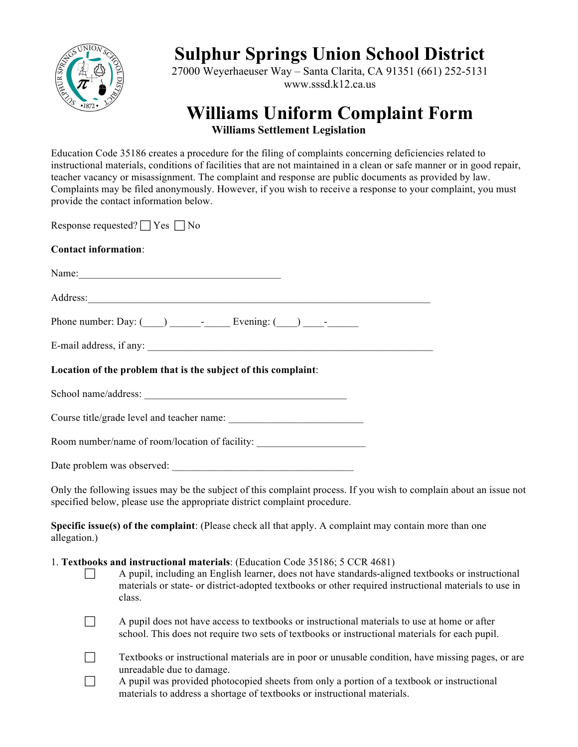# Sulphur Springs Union School District

27000 Weyerhaeuser Way – Santa Clarita, CA 91351 (661) 252-5131
www.sssd.k12.ca.us

## Williams Uniform Complaint Form

**Williams Settlement Legislation**

Education Code 35186 creates a procedure for the filing of complaints concerning deficiencies related to instructional materials, conditions of facilities that are not maintained in a clean or safe manner or in good repair, teacher vacancy or misassignment. The complaint and response are public documents as provided by law. Complaints may be filed anonymously. However, if you wish to receive a response to your complaint, you must provide the contact information below.

Response requested? ☐ Yes ☐ No

**Contact information**:

Name:_______________________________________

Address:_________________________________________________________________

Phone number: Day: (____) ______-_____ Evening: (____) ____-______

E-mail address, if any: ______________________________________________________

**Location of the problem that is the subject of this complaint**:

School name/address: _______________________________________

Course title/grade level and teacher name: __________________________

Room number/name of room/location of facility: ____________________

Date problem was observed: ___________________________________

Only the following issues may be the subject of this complaint process. If you wish to complain about an issue not specified below, please use the appropriate district complaint procedure.

**Specific issue(s) of the complaint**: (Please check all that apply. A complaint may contain more than one allegation.)

1. **Textbooks and instructional materials**: (Education Code 35186; 5 CCR 4681)

   ☐ A pupil, including an English learner, does not have standards-aligned textbooks or instructional materials or state- or district-adopted textbooks or other required instructional materials to use in class.

   ☐ A pupil does not have access to textbooks or instructional materials to use at home or after school. This does not require two sets of textbooks or instructional materials for each pupil.

   ☐ Textbooks or instructional materials are in poor or unusable condition, have missing pages, or are unreadable due to damage.

   ☐ A pupil was provided photocopied sheets from only a portion of a textbook or instructional materials to address a shortage of textbooks or instructional materials.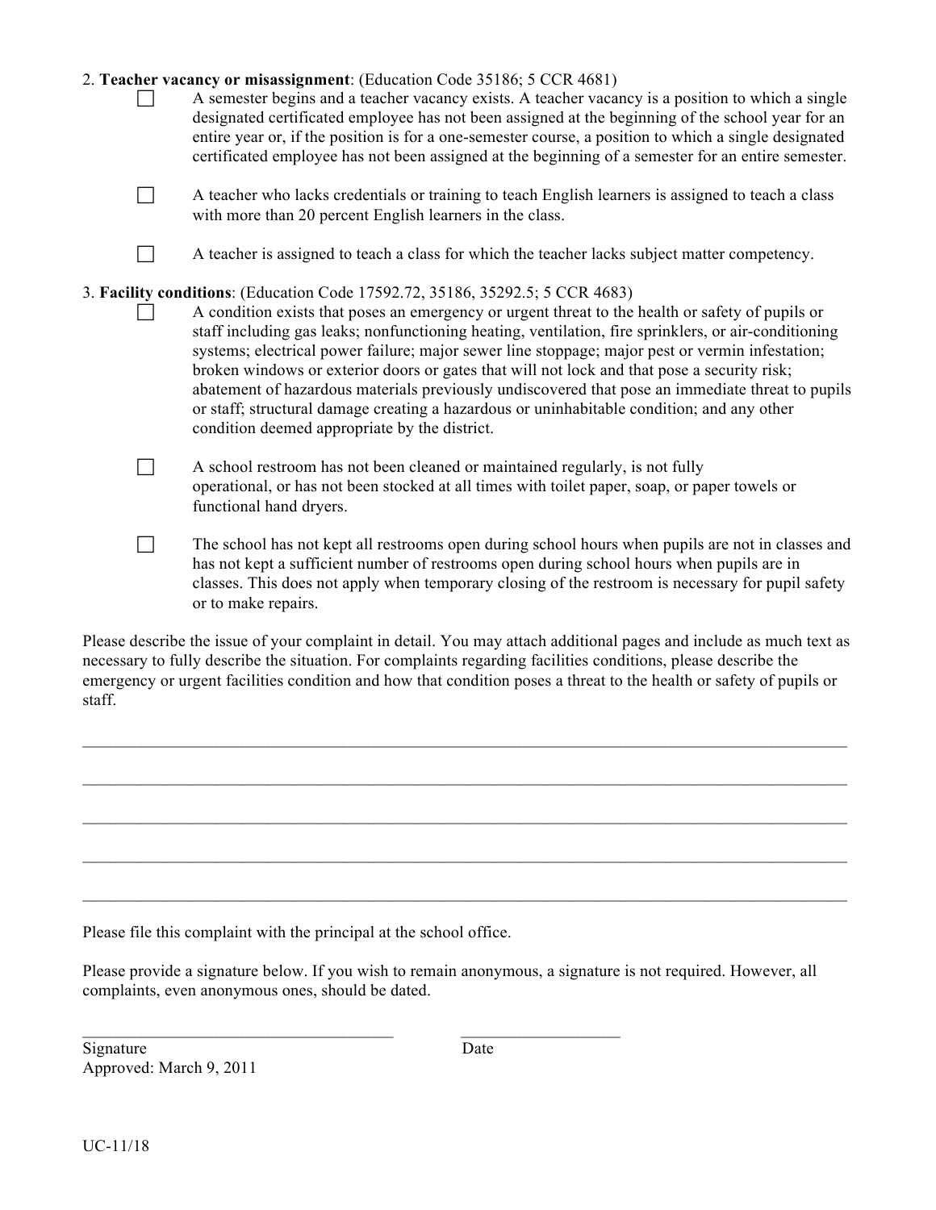2. **Teacher vacancy or misassignment**: (Education Code 35186; 5 CCR 4681)

- [ ] A semester begins and a teacher vacancy exists. A teacher vacancy is a position to which a single designated certificated employee has not been assigned at the beginning of the school year for an entire year or, if the position is for a one-semester course, a position to which a single designated certificated employee has not been assigned at the beginning of a semester for an entire semester.

- [ ] A teacher who lacks credentials or training to teach English learners is assigned to teach a class with more than 20 percent English learners in the class.

- [ ] A teacher is assigned to teach a class for which the teacher lacks subject matter competency.

3. **Facility conditions**: (Education Code 17592.72, 35186, 35292.5; 5 CCR 4683)

- [ ] A condition exists that poses an emergency or urgent threat to the health or safety of pupils or staff including gas leaks; nonfunctioning heating, ventilation, fire sprinklers, or air-conditioning systems; electrical power failure; major sewer line stoppage; major pest or vermin infestation; broken windows or exterior doors or gates that will not lock and that pose a security risk; abatement of hazardous materials previously undiscovered that pose an immediate threat to pupils or staff; structural damage creating a hazardous or uninhabitable condition; and any other condition deemed appropriate by the district.

- [ ] A school restroom has not been cleaned or maintained regularly, is not fully operational, or has not been stocked at all times with toilet paper, soap, or paper towels or functional hand dryers.

- [ ] The school has not kept all restrooms open during school hours when pupils are not in classes and has not kept a sufficient number of restrooms open during school hours when pupils are in classes. This does not apply when temporary closing of the restroom is necessary for pupil safety or to make repairs.

Please describe the issue of your complaint in detail. You may attach additional pages and include as much text as necessary to fully describe the situation. For complaints regarding facilities conditions, please describe the emergency or urgent facilities condition and how that condition poses a threat to the health or safety of pupils or staff.

______________________________________________________________________________________

______________________________________________________________________________________

______________________________________________________________________________________

______________________________________________________________________________________

______________________________________________________________________________________

Please file this complaint with the principal at the school office.

Please provide a signature below. If you wish to remain anonymous, a signature is not required. However, all complaints, even anonymous ones, should be dated.

_______________________________ _______________

Signature Date

Approved: March 9, 2011

UC-11/18